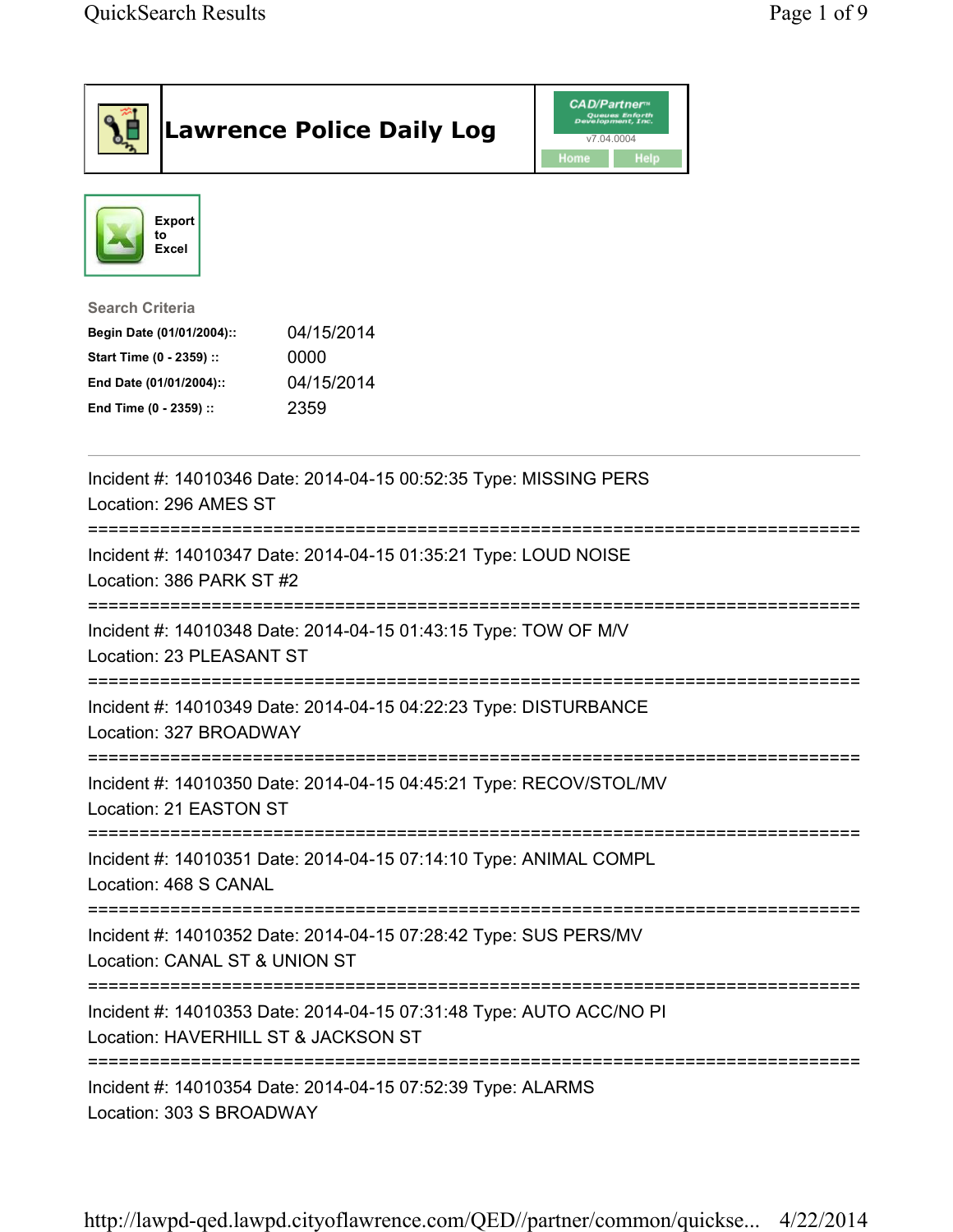# Lawrence Police Daily Log

CAD/Partner™ Queues Enforth Development, Inc.
v7.04.0004

Home | Help

Export to Excel

**Search Criteria**

| | |
|---|---|
| **Begin Date (01/01/2004)::** | 04/15/2014 |
| **Start Time (0 - 2359) ::** | 0000 |
| **End Date (01/01/2004)::** | 04/15/2014 |
| **End Time (0 - 2359) ::** | 2359 |

---

Incident #: 14010346 Date: 2014-04-15 00:52:35 Type: MISSING PERS
Location: 296 AMES ST

===========================================================================

Incident #: 14010347 Date: 2014-04-15 01:35:21 Type: LOUD NOISE
Location: 386 PARK ST #2

===========================================================================

Incident #: 14010348 Date: 2014-04-15 01:43:15 Type: TOW OF M/V
Location: 23 PLEASANT ST

===========================================================================

Incident #: 14010349 Date: 2014-04-15 04:22:23 Type: DISTURBANCE
Location: 327 BROADWAY

===========================================================================

Incident #: 14010350 Date: 2014-04-15 04:45:21 Type: RECOV/STOL/MV
Location: 21 EASTON ST

===========================================================================

Incident #: 14010351 Date: 2014-04-15 07:14:10 Type: ANIMAL COMPL
Location: 468 S CANAL

===========================================================================

Incident #: 14010352 Date: 2014-04-15 07:28:42 Type: SUS PERS/MV
Location: CANAL ST & UNION ST

===========================================================================

Incident #: 14010353 Date: 2014-04-15 07:31:48 Type: AUTO ACC/NO PI
Location: HAVERHILL ST & JACKSON ST

===========================================================================

Incident #: 14010354 Date: 2014-04-15 07:52:39 Type: ALARMS
Location: 303 S BROADWAY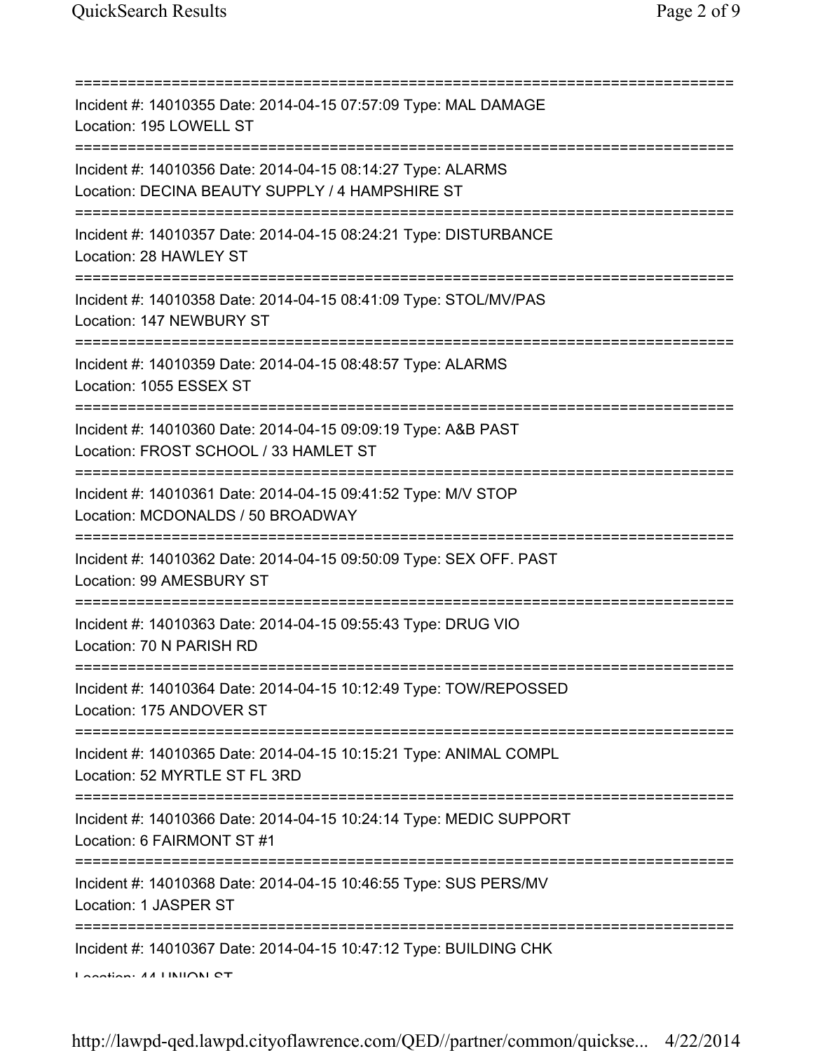Incident #: 14010355 Date: 2014-04-15 07:57:09 Type: MAL DAMAGE
Location: 195 LOWELL ST

Incident #: 14010356 Date: 2014-04-15 08:14:27 Type: ALARMS
Location: DECINA BEAUTY SUPPLY / 4 HAMPSHIRE ST

Incident #: 14010357 Date: 2014-04-15 08:24:21 Type: DISTURBANCE
Location: 28 HAWLEY ST

Incident #: 14010358 Date: 2014-04-15 08:41:09 Type: STOL/MV/PAS
Location: 147 NEWBURY ST

Incident #: 14010359 Date: 2014-04-15 08:48:57 Type: ALARMS
Location: 1055 ESSEX ST

Incident #: 14010360 Date: 2014-04-15 09:09:19 Type: A&B PAST
Location: FROST SCHOOL / 33 HAMLET ST

Incident #: 14010361 Date: 2014-04-15 09:41:52 Type: M/V STOP
Location: MCDONALDS / 50 BROADWAY

Incident #: 14010362 Date: 2014-04-15 09:50:09 Type: SEX OFF. PAST
Location: 99 AMESBURY ST

Incident #: 14010363 Date: 2014-04-15 09:55:43 Type: DRUG VIO
Location: 70 N PARISH RD

Incident #: 14010364 Date: 2014-04-15 10:12:49 Type: TOW/REPOSSED
Location: 175 ANDOVER ST

Incident #: 14010365 Date: 2014-04-15 10:15:21 Type: ANIMAL COMPL
Location: 52 MYRTLE ST FL 3RD

Incident #: 14010366 Date: 2014-04-15 10:24:14 Type: MEDIC SUPPORT
Location: 6 FAIRMONT ST #1

Incident #: 14010368 Date: 2014-04-15 10:46:55 Type: SUS PERS/MV
Location: 1 JASPER ST

Incident #: 14010367 Date: 2014-04-15 10:47:12 Type: BUILDING CHK
Location: 44 UNION ST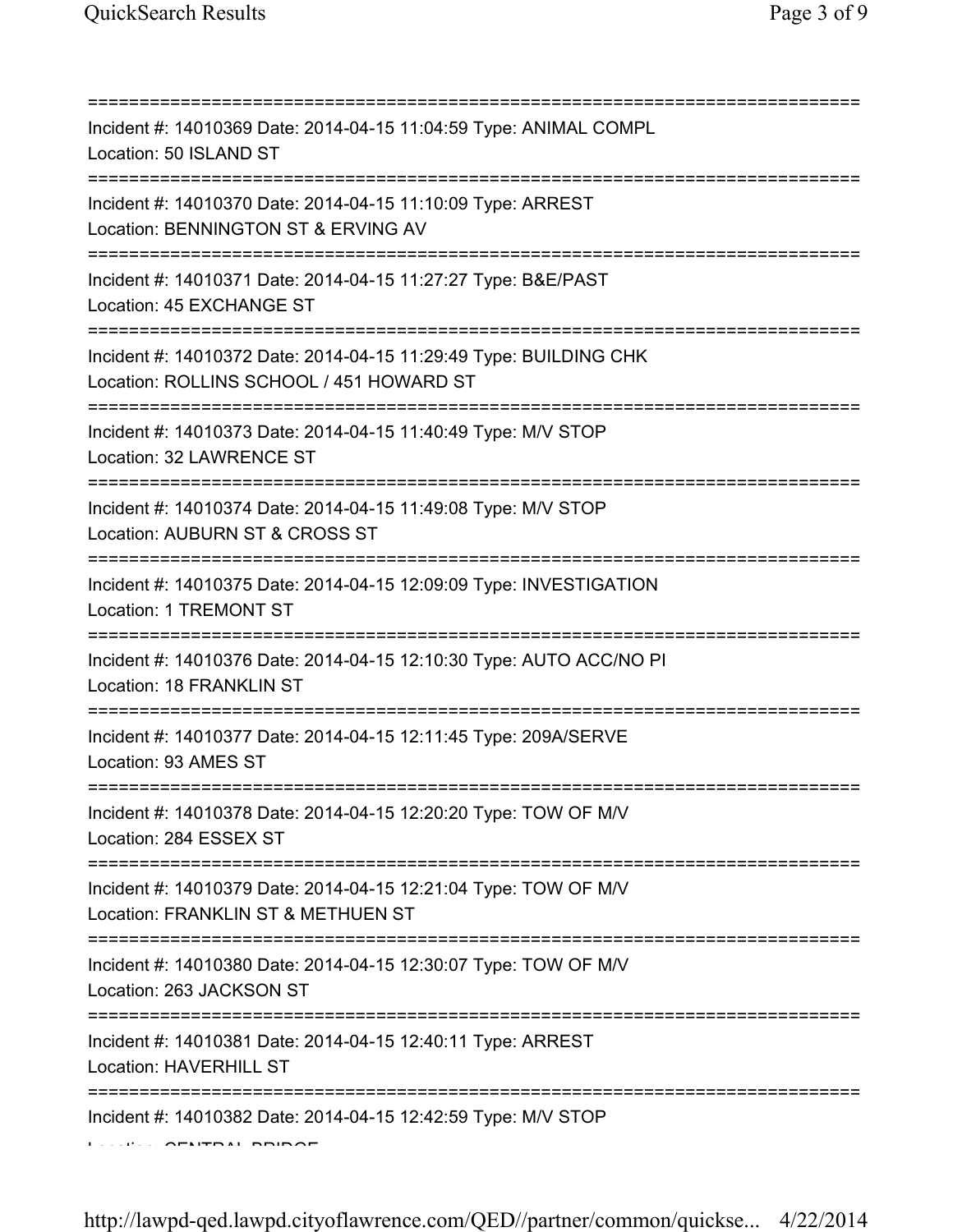Incident #: 14010369 Date: 2014-04-15 11:04:59 Type: ANIMAL COMPL
Location: 50 ISLAND ST

Incident #: 14010370 Date: 2014-04-15 11:10:09 Type: ARREST
Location: BENNINGTON ST & ERVING AV

Incident #: 14010371 Date: 2014-04-15 11:27:27 Type: B&E/PAST
Location: 45 EXCHANGE ST

Incident #: 14010372 Date: 2014-04-15 11:29:49 Type: BUILDING CHK
Location: ROLLINS SCHOOL / 451 HOWARD ST

Incident #: 14010373 Date: 2014-04-15 11:40:49 Type: M/V STOP
Location: 32 LAWRENCE ST

Incident #: 14010374 Date: 2014-04-15 11:49:08 Type: M/V STOP
Location: AUBURN ST & CROSS ST

Incident #: 14010375 Date: 2014-04-15 12:09:09 Type: INVESTIGATION
Location: 1 TREMONT ST

Incident #: 14010376 Date: 2014-04-15 12:10:30 Type: AUTO ACC/NO PI
Location: 18 FRANKLIN ST

Incident #: 14010377 Date: 2014-04-15 12:11:45 Type: 209A/SERVE
Location: 93 AMES ST

Incident #: 14010378 Date: 2014-04-15 12:20:20 Type: TOW OF M/V
Location: 284 ESSEX ST

Incident #: 14010379 Date: 2014-04-15 12:21:04 Type: TOW OF M/V
Location: FRANKLIN ST & METHUEN ST

Incident #: 14010380 Date: 2014-04-15 12:30:07 Type: TOW OF M/V
Location: 263 JACKSON ST

Incident #: 14010381 Date: 2014-04-15 12:40:11 Type: ARREST
Location: HAVERHILL ST

Incident #: 14010382 Date: 2014-04-15 12:42:59 Type: M/V STOP
Location: CENTRAL BRIDGE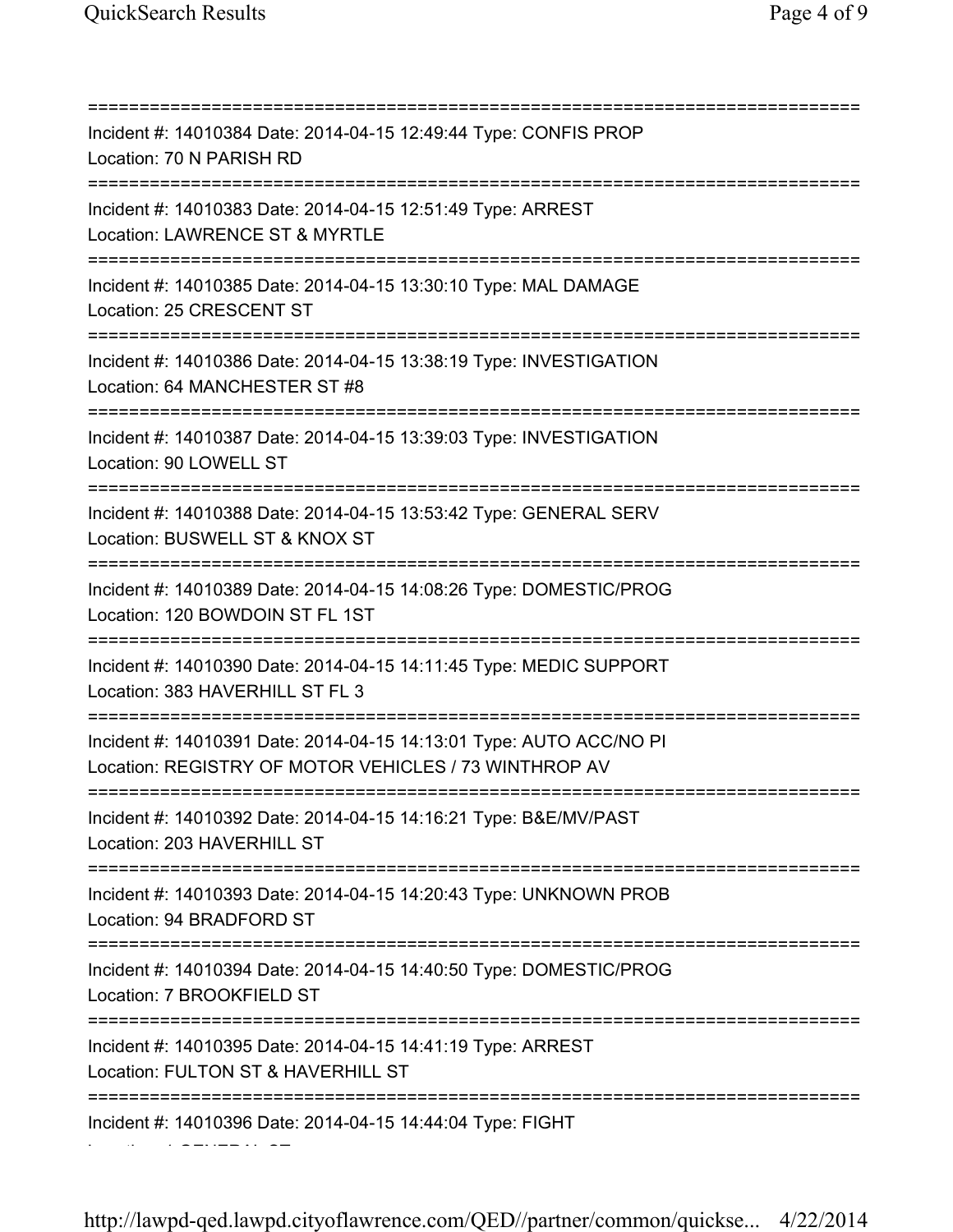===========================================================================

Incident #: 14010384 Date: 2014-04-15 12:49:44 Type: CONFIS PROP
Location: 70 N PARISH RD

===========================================================================

Incident #: 14010383 Date: 2014-04-15 12:51:49 Type: ARREST
Location: LAWRENCE ST & MYRTLE

===========================================================================

Incident #: 14010385 Date: 2014-04-15 13:30:10 Type: MAL DAMAGE
Location: 25 CRESCENT ST

===========================================================================

Incident #: 14010386 Date: 2014-04-15 13:38:19 Type: INVESTIGATION
Location: 64 MANCHESTER ST #8

===========================================================================

Incident #: 14010387 Date: 2014-04-15 13:39:03 Type: INVESTIGATION
Location: 90 LOWELL ST

===========================================================================

Incident #: 14010388 Date: 2014-04-15 13:53:42 Type: GENERAL SERV
Location: BUSWELL ST & KNOX ST

===========================================================================

Incident #: 14010389 Date: 2014-04-15 14:08:26 Type: DOMESTIC/PROG
Location: 120 BOWDOIN ST FL 1ST

===========================================================================

Incident #: 14010390 Date: 2014-04-15 14:11:45 Type: MEDIC SUPPORT
Location: 383 HAVERHILL ST FL 3

===========================================================================

Incident #: 14010391 Date: 2014-04-15 14:13:01 Type: AUTO ACC/NO PI
Location: REGISTRY OF MOTOR VEHICLES / 73 WINTHROP AV

===========================================================================

Incident #: 14010392 Date: 2014-04-15 14:16:21 Type: B&E/MV/PAST
Location: 203 HAVERHILL ST

===========================================================================

Incident #: 14010393 Date: 2014-04-15 14:20:43 Type: UNKNOWN PROB
Location: 94 BRADFORD ST

===========================================================================

Incident #: 14010394 Date: 2014-04-15 14:40:50 Type: DOMESTIC/PROG
Location: 7 BROOKFIELD ST

===========================================================================

Incident #: 14010395 Date: 2014-04-15 14:41:19 Type: ARREST
Location: FULTON ST & HAVERHILL ST

===========================================================================

Incident #: 14010396 Date: 2014-04-15 14:44:04 Type: FIGHT
Location: 1 GENERAL ST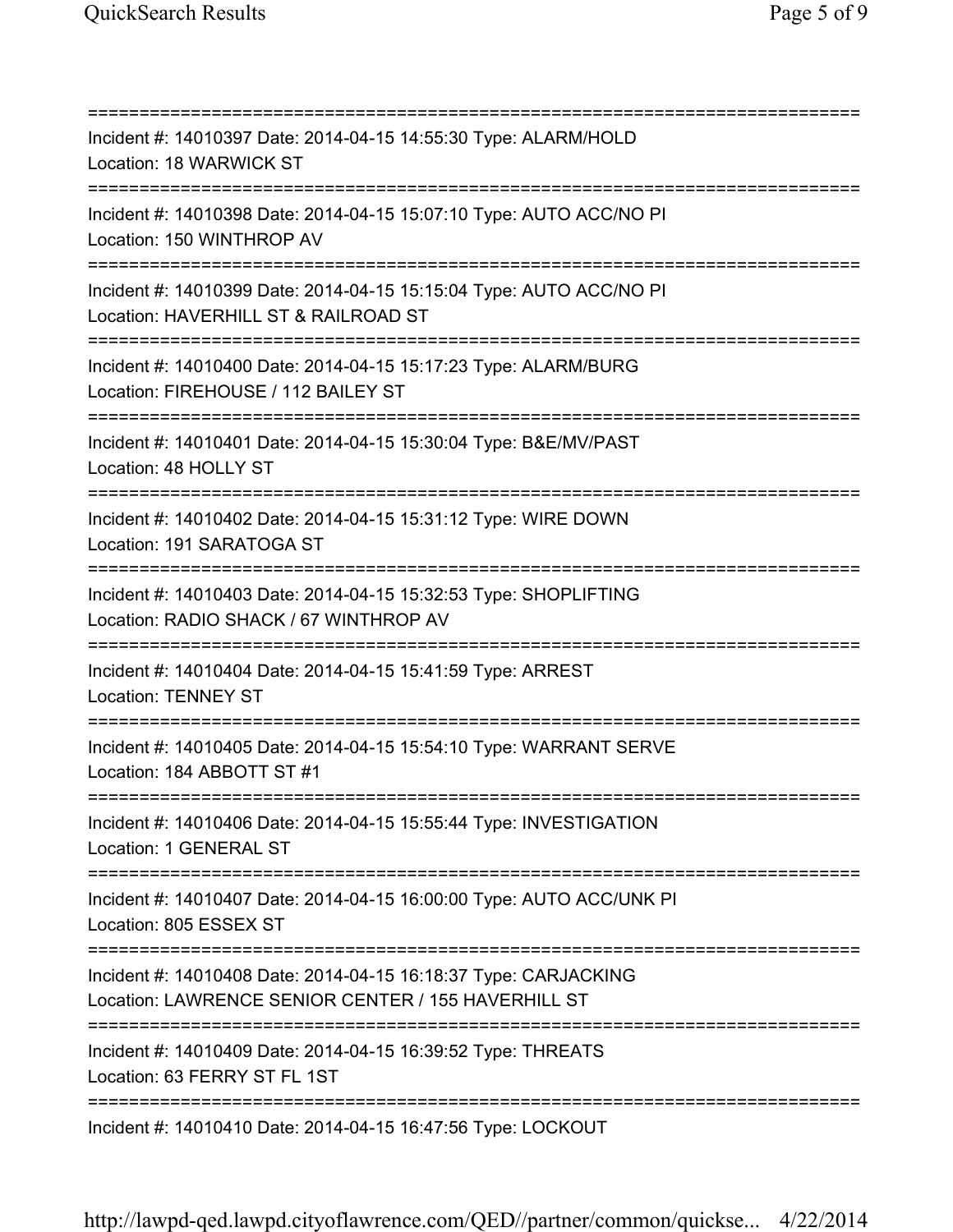===========================================================================
Incident #: 14010397 Date: 2014-04-15 14:55:30 Type: ALARM/HOLD
Location: 18 WARWICK ST
===========================================================================
Incident #: 14010398 Date: 2014-04-15 15:07:10 Type: AUTO ACC/NO PI
Location: 150 WINTHROP AV
===========================================================================
Incident #: 14010399 Date: 2014-04-15 15:15:04 Type: AUTO ACC/NO PI
Location: HAVERHILL ST & RAILROAD ST
===========================================================================
Incident #: 14010400 Date: 2014-04-15 15:17:23 Type: ALARM/BURG
Location: FIREHOUSE / 112 BAILEY ST
===========================================================================
Incident #: 14010401 Date: 2014-04-15 15:30:04 Type: B&E/MV/PAST
Location: 48 HOLLY ST
===========================================================================
Incident #: 14010402 Date: 2014-04-15 15:31:12 Type: WIRE DOWN
Location: 191 SARATOGA ST
===========================================================================
Incident #: 14010403 Date: 2014-04-15 15:32:53 Type: SHOPLIFTING
Location: RADIO SHACK / 67 WINTHROP AV
===========================================================================
Incident #: 14010404 Date: 2014-04-15 15:41:59 Type: ARREST
Location: TENNEY ST
===========================================================================
Incident #: 14010405 Date: 2014-04-15 15:54:10 Type: WARRANT SERVE
Location: 184 ABBOTT ST #1
===========================================================================
Incident #: 14010406 Date: 2014-04-15 15:55:44 Type: INVESTIGATION
Location: 1 GENERAL ST
===========================================================================
Incident #: 14010407 Date: 2014-04-15 16:00:00 Type: AUTO ACC/UNK PI
Location: 805 ESSEX ST
===========================================================================
Incident #: 14010408 Date: 2014-04-15 16:18:37 Type: CARJACKING
Location: LAWRENCE SENIOR CENTER / 155 HAVERHILL ST
===========================================================================
Incident #: 14010409 Date: 2014-04-15 16:39:52 Type: THREATS
Location: 63 FERRY ST FL 1ST
===========================================================================
Incident #: 14010410 Date: 2014-04-15 16:47:56 Type: LOCKOUT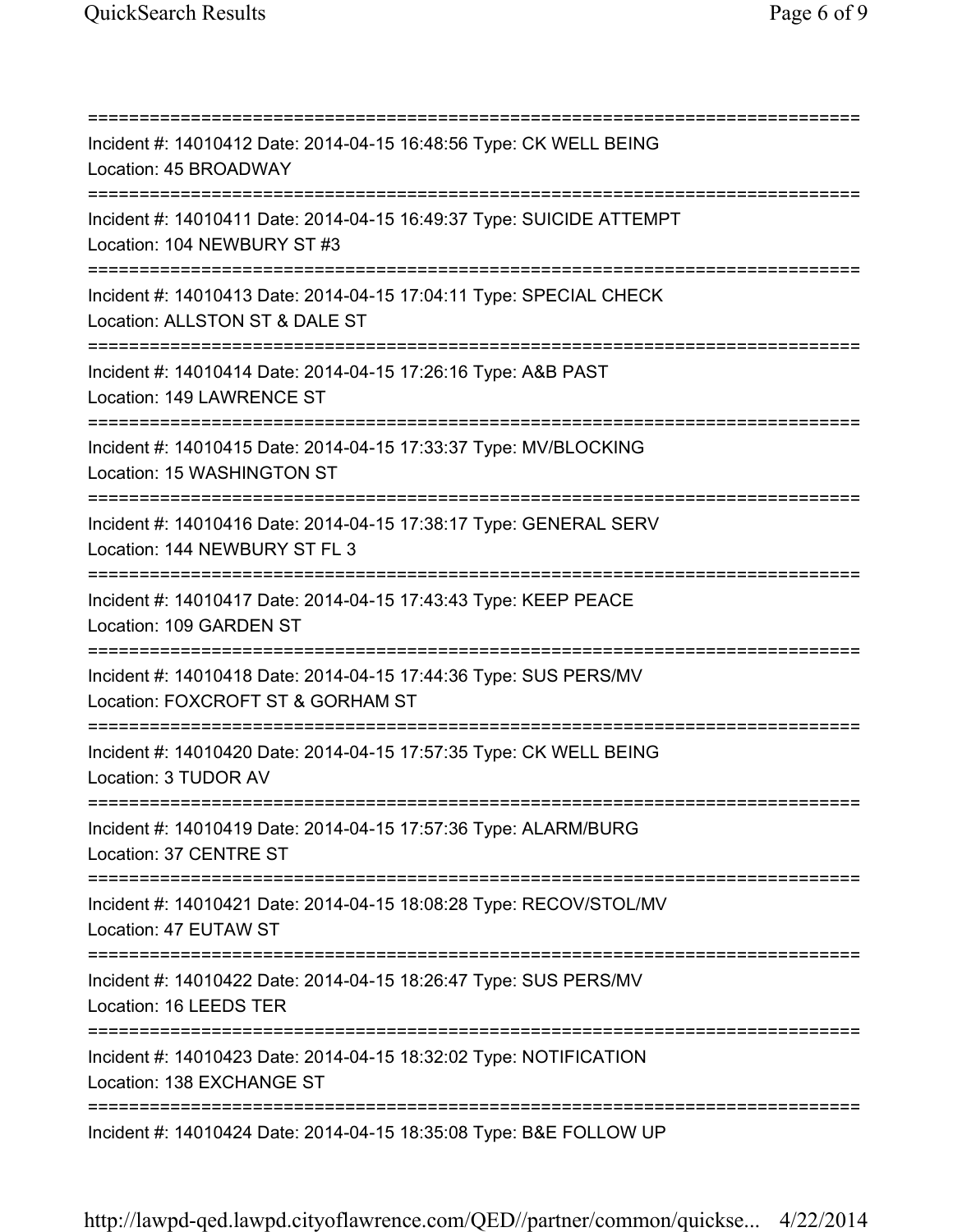Incident #: 14010412 Date: 2014-04-15 16:48:56 Type: CK WELL BEING
Location: 45 BROADWAY

Incident #: 14010411 Date: 2014-04-15 16:49:37 Type: SUICIDE ATTEMPT
Location: 104 NEWBURY ST #3

Incident #: 14010413 Date: 2014-04-15 17:04:11 Type: SPECIAL CHECK
Location: ALLSTON ST & DALE ST

Incident #: 14010414 Date: 2014-04-15 17:26:16 Type: A&B PAST
Location: 149 LAWRENCE ST

Incident #: 14010415 Date: 2014-04-15 17:33:37 Type: MV/BLOCKING
Location: 15 WASHINGTON ST

Incident #: 14010416 Date: 2014-04-15 17:38:17 Type: GENERAL SERV
Location: 144 NEWBURY ST FL 3

Incident #: 14010417 Date: 2014-04-15 17:43:43 Type: KEEP PEACE
Location: 109 GARDEN ST

Incident #: 14010418 Date: 2014-04-15 17:44:36 Type: SUS PERS/MV
Location: FOXCROFT ST & GORHAM ST

Incident #: 14010420 Date: 2014-04-15 17:57:35 Type: CK WELL BEING
Location: 3 TUDOR AV

Incident #: 14010419 Date: 2014-04-15 17:57:36 Type: ALARM/BURG
Location: 37 CENTRE ST

Incident #: 14010421 Date: 2014-04-15 18:08:28 Type: RECOV/STOL/MV
Location: 47 EUTAW ST

Incident #: 14010422 Date: 2014-04-15 18:26:47 Type: SUS PERS/MV
Location: 16 LEEDS TER

Incident #: 14010423 Date: 2014-04-15 18:32:02 Type: NOTIFICATION
Location: 138 EXCHANGE ST

Incident #: 14010424 Date: 2014-04-15 18:35:08 Type: B&E FOLLOW UP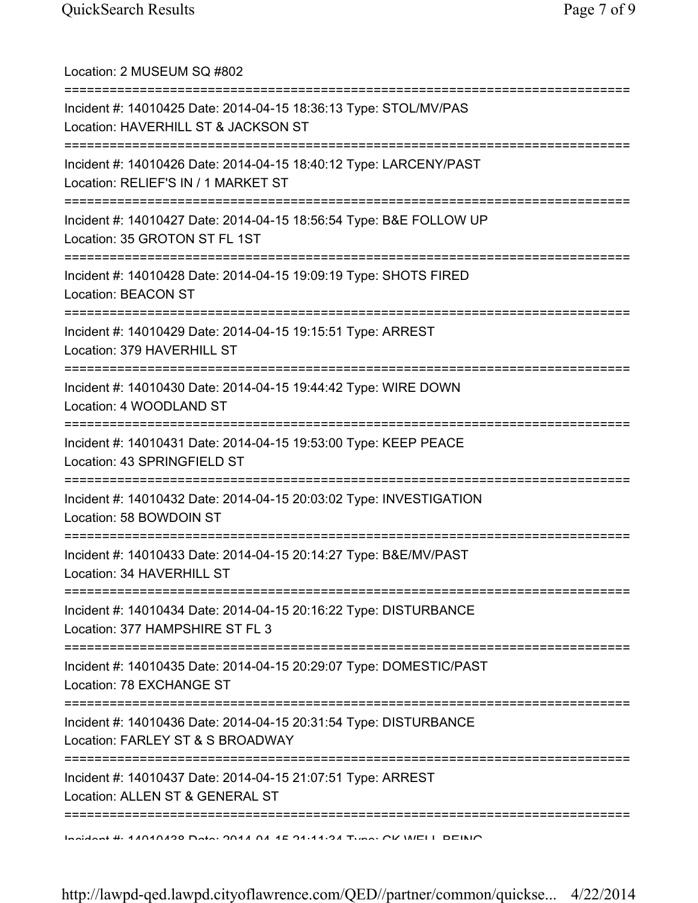Location: 2 MUSEUM SQ #802

===========================================================================

Incident #: 14010425 Date: 2014-04-15 18:36:13 Type: STOL/MV/PAS
Location: HAVERHILL ST & JACKSON ST

===========================================================================

Incident #: 14010426 Date: 2014-04-15 18:40:12 Type: LARCENY/PAST
Location: RELIEF'S IN / 1 MARKET ST

===========================================================================

Incident #: 14010427 Date: 2014-04-15 18:56:54 Type: B&E FOLLOW UP
Location: 35 GROTON ST FL 1ST

===========================================================================

Incident #: 14010428 Date: 2014-04-15 19:09:19 Type: SHOTS FIRED
Location: BEACON ST

===========================================================================

Incident #: 14010429 Date: 2014-04-15 19:15:51 Type: ARREST
Location: 379 HAVERHILL ST

===========================================================================

Incident #: 14010430 Date: 2014-04-15 19:44:42 Type: WIRE DOWN
Location: 4 WOODLAND ST

===========================================================================

Incident #: 14010431 Date: 2014-04-15 19:53:00 Type: KEEP PEACE
Location: 43 SPRINGFIELD ST

===========================================================================

Incident #: 14010432 Date: 2014-04-15 20:03:02 Type: INVESTIGATION
Location: 58 BOWDOIN ST

===========================================================================

Incident #: 14010433 Date: 2014-04-15 20:14:27 Type: B&E/MV/PAST
Location: 34 HAVERHILL ST

===========================================================================

Incident #: 14010434 Date: 2014-04-15 20:16:22 Type: DISTURBANCE
Location: 377 HAMPSHIRE ST FL 3

===========================================================================

Incident #: 14010435 Date: 2014-04-15 20:29:07 Type: DOMESTIC/PAST
Location: 78 EXCHANGE ST

===========================================================================

Incident #: 14010436 Date: 2014-04-15 20:31:54 Type: DISTURBANCE
Location: FARLEY ST & S BROADWAY

===========================================================================

Incident #: 14010437 Date: 2014-04-15 21:07:51 Type: ARREST
Location: ALLEN ST & GENERAL ST

===========================================================================

Incident #: 14010438 Date: 2014-04-15 21:11:34 Type: CK WELL BEING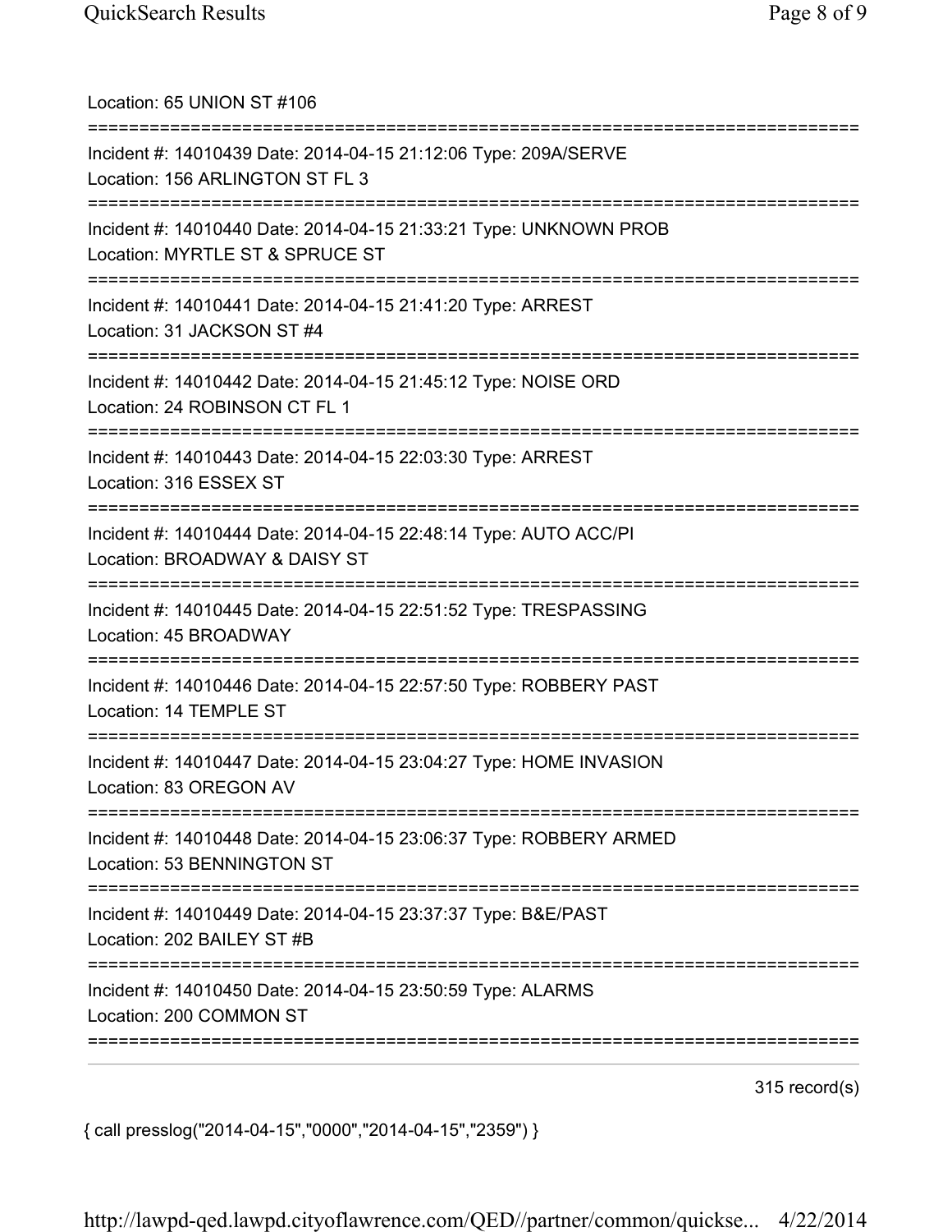Location: 65 UNION ST #106

===========================================================================

Incident #: 14010439 Date: 2014-04-15 21:12:06 Type: 209A/SERVE
Location: 156 ARLINGTON ST FL 3

===========================================================================

Incident #: 14010440 Date: 2014-04-15 21:33:21 Type: UNKNOWN PROB
Location: MYRTLE ST & SPRUCE ST

===========================================================================

Incident #: 14010441 Date: 2014-04-15 21:41:20 Type: ARREST
Location: 31 JACKSON ST #4

===========================================================================

Incident #: 14010442 Date: 2014-04-15 21:45:12 Type: NOISE ORD
Location: 24 ROBINSON CT FL 1

===========================================================================

Incident #: 14010443 Date: 2014-04-15 22:03:30 Type: ARREST
Location: 316 ESSEX ST

===========================================================================

Incident #: 14010444 Date: 2014-04-15 22:48:14 Type: AUTO ACC/PI
Location: BROADWAY & DAISY ST

===========================================================================

Incident #: 14010445 Date: 2014-04-15 22:51:52 Type: TRESPASSING
Location: 45 BROADWAY

===========================================================================

Incident #: 14010446 Date: 2014-04-15 22:57:50 Type: ROBBERY PAST
Location: 14 TEMPLE ST

===========================================================================

Incident #: 14010447 Date: 2014-04-15 23:04:27 Type: HOME INVASION
Location: 83 OREGON AV

===========================================================================

Incident #: 14010448 Date: 2014-04-15 23:06:37 Type: ROBBERY ARMED
Location: 53 BENNINGTON ST

===========================================================================

Incident #: 14010449 Date: 2014-04-15 23:37:37 Type: B&E/PAST
Location: 202 BAILEY ST #B

===========================================================================

Incident #: 14010450 Date: 2014-04-15 23:50:59 Type: ALARMS
Location: 200 COMMON ST

===========================================================================

315 record(s)

{ call presslog("2014-04-15","0000","2014-04-15","2359") }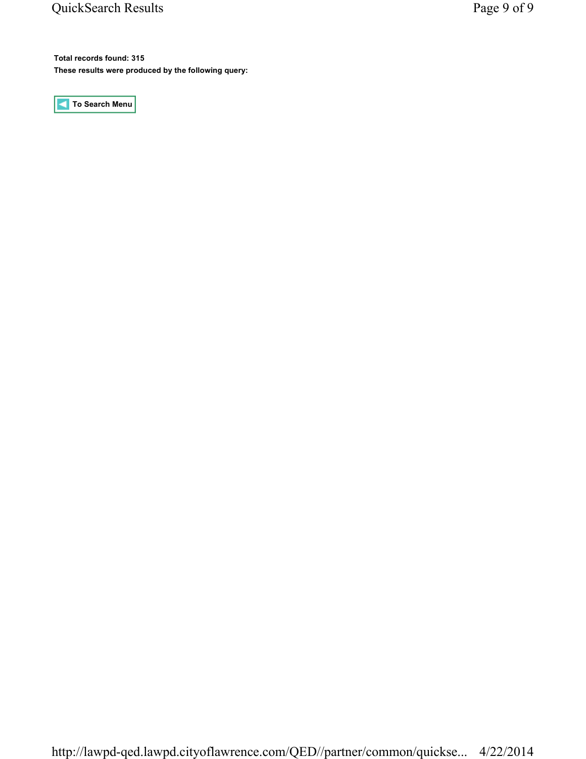**Total records found: 315**

**These results were produced by the following query:**

To Search Menu